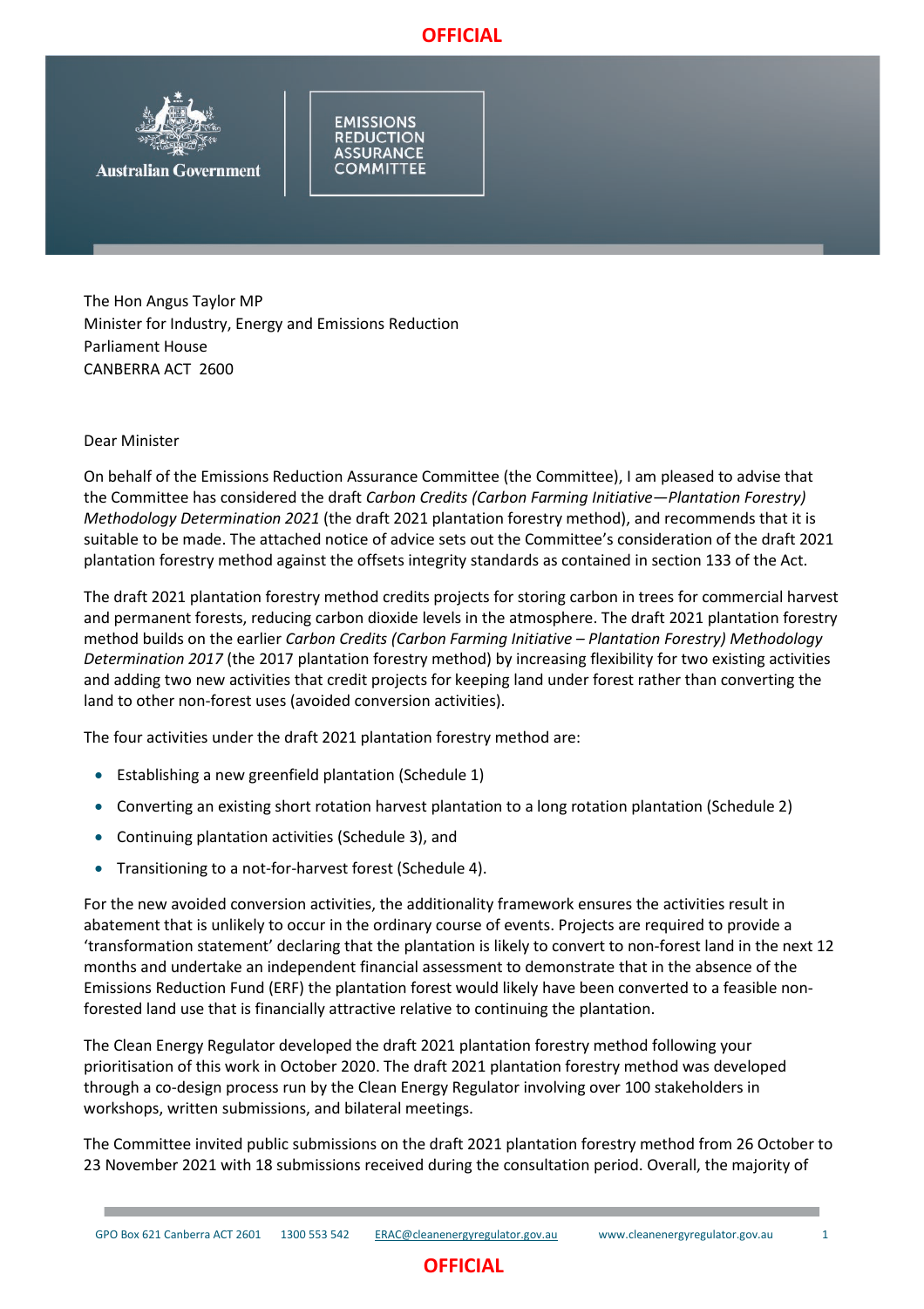**OFFICIAL**

Australian Government

EMISSIONS REDUCTION ASSURANCE COMMITTEE

The Hon Angus Taylor MP
Minister for Industry, Energy and Emissions Reduction
Parliament House
CANBERRA ACT 2600

Dear Minister

On behalf of the Emissions Reduction Assurance Committee (the Committee), I am pleased to advise that the Committee has considered the draft *Carbon Credits (Carbon Farming Initiative—Plantation Forestry) Methodology Determination 2021* (the draft 2021 plantation forestry method), and recommends that it is suitable to be made. The attached notice of advice sets out the Committee's consideration of the draft 2021 plantation forestry method against the offsets integrity standards as contained in section 133 of the Act.

The draft 2021 plantation forestry method credits projects for storing carbon in trees for commercial harvest and permanent forests, reducing carbon dioxide levels in the atmosphere. The draft 2021 plantation forestry method builds on the earlier *Carbon Credits (Carbon Farming Initiative – Plantation Forestry) Methodology Determination 2017* (the 2017 plantation forestry method) by increasing flexibility for two existing activities and adding two new activities that credit projects for keeping land under forest rather than converting the land to other non-forest uses (avoided conversion activities).

The four activities under the draft 2021 plantation forestry method are:

- Establishing a new greenfield plantation (Schedule 1)
- Converting an existing short rotation harvest plantation to a long rotation plantation (Schedule 2)
- Continuing plantation activities (Schedule 3), and
- Transitioning to a not-for-harvest forest (Schedule 4).

For the new avoided conversion activities, the additionality framework ensures the activities result in abatement that is unlikely to occur in the ordinary course of events. Projects are required to provide a 'transformation statement' declaring that the plantation is likely to convert to non-forest land in the next 12 months and undertake an independent financial assessment to demonstrate that in the absence of the Emissions Reduction Fund (ERF) the plantation forest would likely have been converted to a feasible non-forested land use that is financially attractive relative to continuing the plantation.

The Clean Energy Regulator developed the draft 2021 plantation forestry method following your prioritisation of this work in October 2020. The draft 2021 plantation forestry method was developed through a co-design process run by the Clean Energy Regulator involving over 100 stakeholders in workshops, written submissions, and bilateral meetings.

The Committee invited public submissions on the draft 2021 plantation forestry method from 26 October to 23 November 2021 with 18 submissions received during the consultation period. Overall, the majority of

GPO Box 621 Canberra ACT 2601 1300 553 542 ERAC@cleanenergyregulator.gov.au www.cleanenergyregulator.gov.au

**OFFICIAL**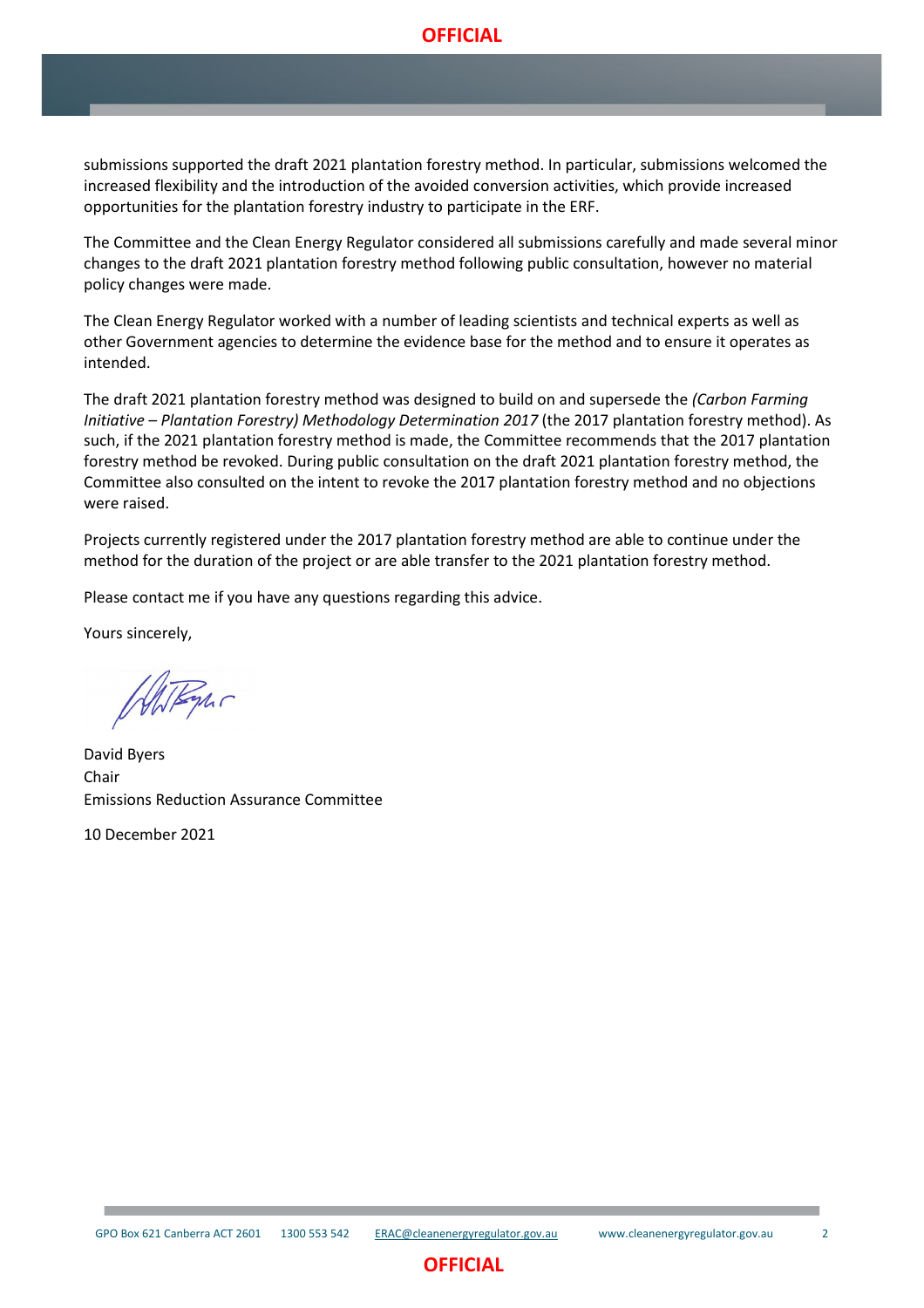submissions supported the draft 2021 plantation forestry method. In particular, submissions welcomed the increased flexibility and the introduction of the avoided conversion activities, which provide increased opportunities for the plantation forestry industry to participate in the ERF.

The Committee and the Clean Energy Regulator considered all submissions carefully and made several minor changes to the draft 2021 plantation forestry method following public consultation, however no material policy changes were made.

The Clean Energy Regulator worked with a number of leading scientists and technical experts as well as other Government agencies to determine the evidence base for the method and to ensure it operates as intended.

The draft 2021 plantation forestry method was designed to build on and supersede the *(Carbon Farming Initiative – Plantation Forestry) Methodology Determination 2017* (the 2017 plantation forestry method). As such, if the 2021 plantation forestry method is made, the Committee recommends that the 2017 plantation forestry method be revoked. During public consultation on the draft 2021 plantation forestry method, the Committee also consulted on the intent to revoke the 2017 plantation forestry method and no objections were raised.

Projects currently registered under the 2017 plantation forestry method are able to continue under the method for the duration of the project or are able transfer to the 2021 plantation forestry method.

Please contact me if you have any questions regarding this advice.

Yours sincerely,

David Byers
Chair
Emissions Reduction Assurance Committee

10 December 2021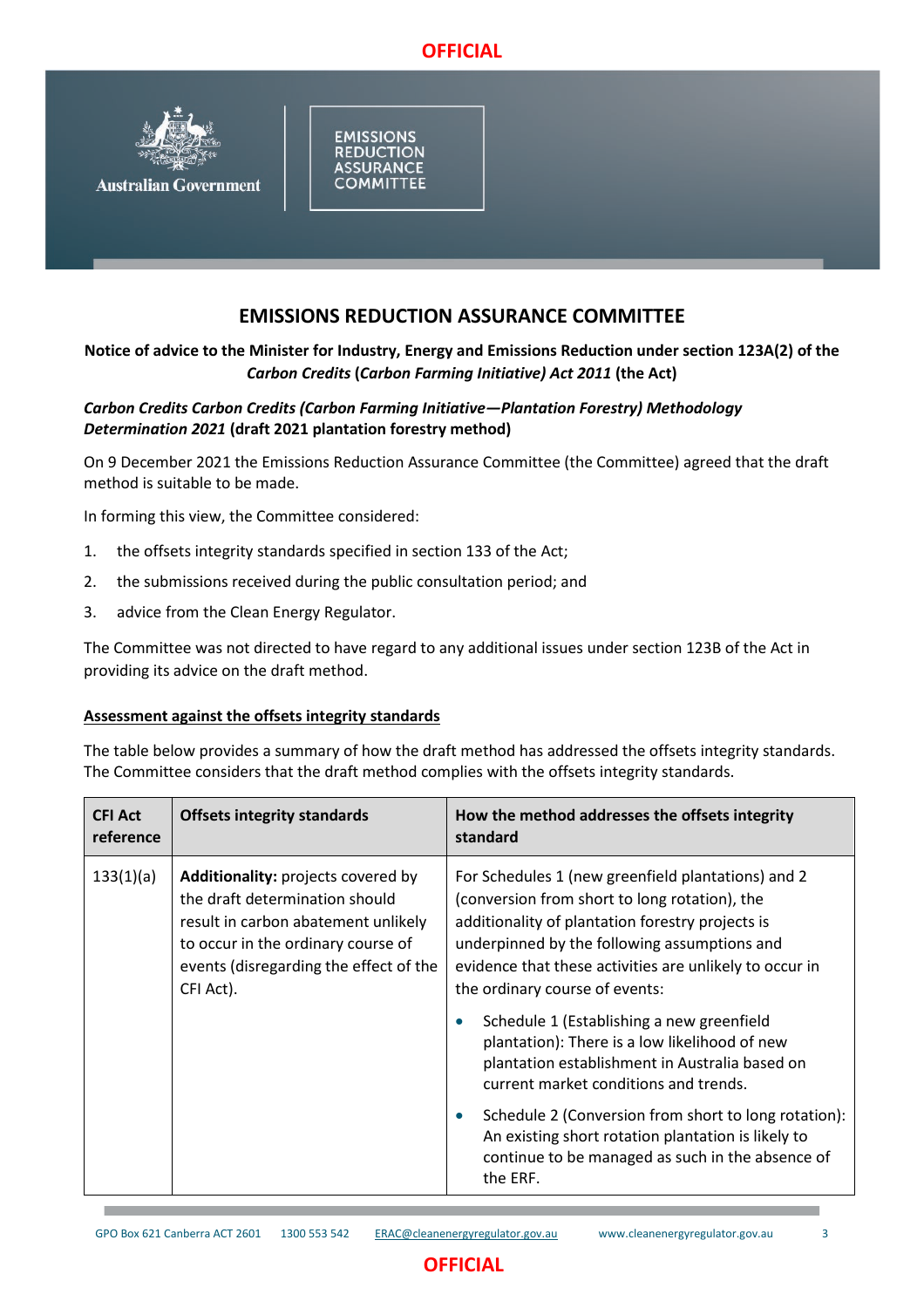# EMISSIONS REDUCTION ASSURANCE COMMITTEE

**Notice of advice to the Minister for Industry, Energy and Emissions Reduction under section 123A(2) of the *Carbon Credits* (*Carbon Farming Initiative) Act 2011* (the Act)**

***Carbon Credits Carbon Credits (Carbon Farming Initiative—Plantation Forestry) Methodology Determination 2021* (draft 2021 plantation forestry method)**

On 9 December 2021 the Emissions Reduction Assurance Committee (the Committee) agreed that the draft method is suitable to be made.

In forming this view, the Committee considered:

1. the offsets integrity standards specified in section 133 of the Act;
2. the submissions received during the public consultation period; and
3. advice from the Clean Energy Regulator.

The Committee was not directed to have regard to any additional issues under section 123B of the Act in providing its advice on the draft method.

**<u>Assessment against the offsets integrity standards</u>**

The table below provides a summary of how the draft method has addressed the offsets integrity standards. The Committee considers that the draft method complies with the offsets integrity standards.

| CFI Act reference | Offsets integrity standards | How the method addresses the offsets integrity standard |
| --- | --- | --- |
| 133(1)(a) | **Additionality:** projects covered by the draft determination should result in carbon abatement unlikely to occur in the ordinary course of events (disregarding the effect of the CFI Act). | For Schedules 1 (new greenfield plantations) and 2 (conversion from short to long rotation), the additionality of plantation forestry projects is underpinned by the following assumptions and evidence that these activities are unlikely to occur in the ordinary course of events:<br><br>• Schedule 1 (Establishing a new greenfield plantation): There is a low likelihood of new plantation establishment in Australia based on current market conditions and trends.<br><br>• Schedule 2 (Conversion from short to long rotation): An existing short rotation plantation is likely to continue to be managed as such in the absence of the ERF. |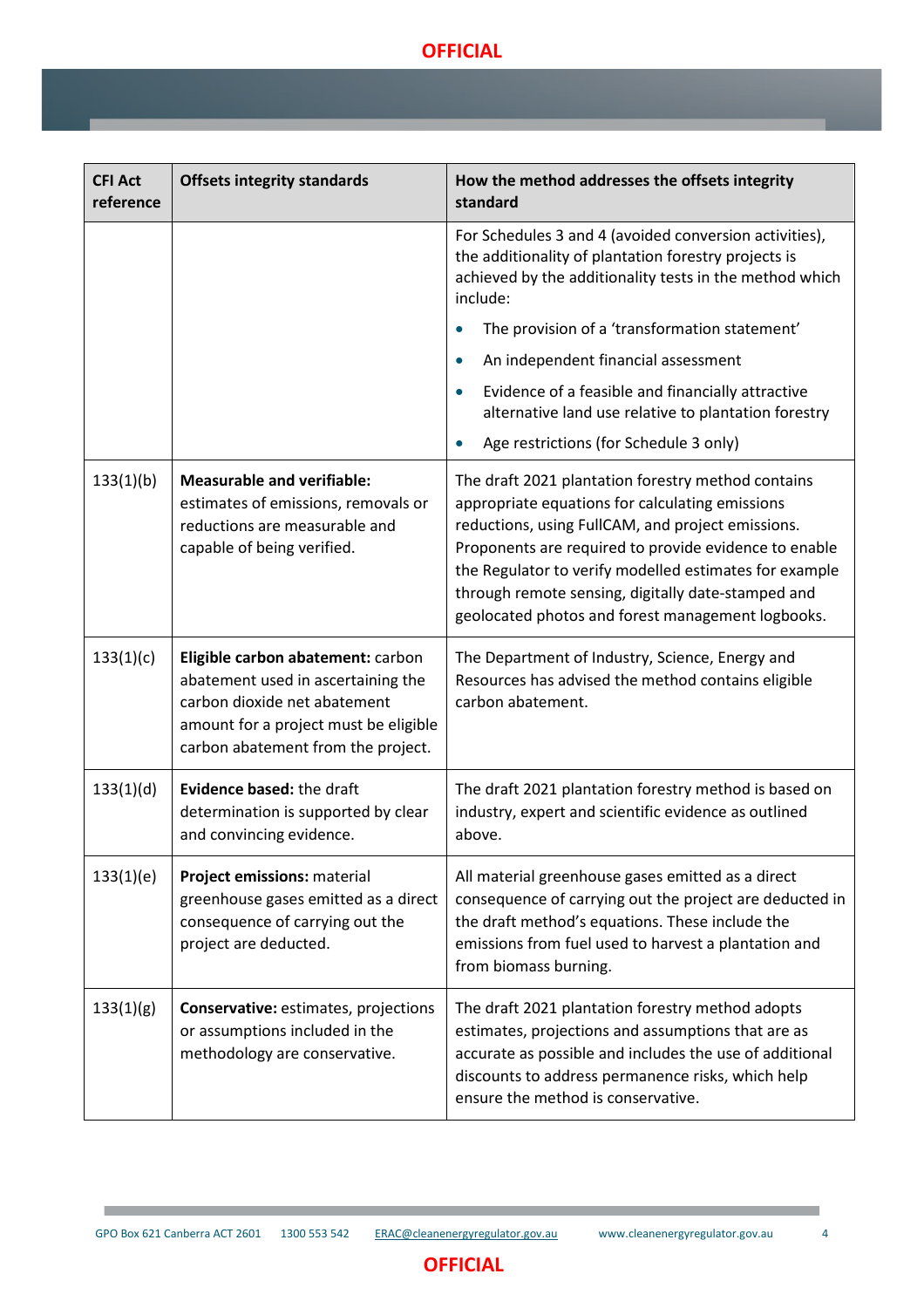| CFI Act reference | Offsets integrity standards | How the method addresses the offsets integrity standard |
|---|---|---|
| | | For Schedules 3 and 4 (avoided conversion activities), the additionality of plantation forestry projects is achieved by the additionality tests in the method which include:<br>• The provision of a 'transformation statement'<br>• An independent financial assessment<br>• Evidence of a feasible and financially attractive alternative land use relative to plantation forestry<br>• Age restrictions (for Schedule 3 only) |
| 133(1)(b) | **Measurable and verifiable:** estimates of emissions, removals or reductions are measurable and capable of being verified. | The draft 2021 plantation forestry method contains appropriate equations for calculating emissions reductions, using FullCAM, and project emissions. Proponents are required to provide evidence to enable the Regulator to verify modelled estimates for example through remote sensing, digitally date-stamped and geolocated photos and forest management logbooks. |
| 133(1)(c) | **Eligible carbon abatement:** carbon abatement used in ascertaining the carbon dioxide net abatement amount for a project must be eligible carbon abatement from the project. | The Department of Industry, Science, Energy and Resources has advised the method contains eligible carbon abatement. |
| 133(1)(d) | **Evidence based:** the draft determination is supported by clear and convincing evidence. | The draft 2021 plantation forestry method is based on industry, expert and scientific evidence as outlined above. |
| 133(1)(e) | **Project emissions:** material greenhouse gases emitted as a direct consequence of carrying out the project are deducted. | All material greenhouse gases emitted as a direct consequence of carrying out the project are deducted in the draft method's equations. These include the emissions from fuel used to harvest a plantation and from biomass burning. |
| 133(1)(g) | **Conservative:** estimates, projections or assumptions included in the methodology are conservative. | The draft 2021 plantation forestry method adopts estimates, projections and assumptions that are as accurate as possible and includes the use of additional discounts to address permanence risks, which help ensure the method is conservative. |